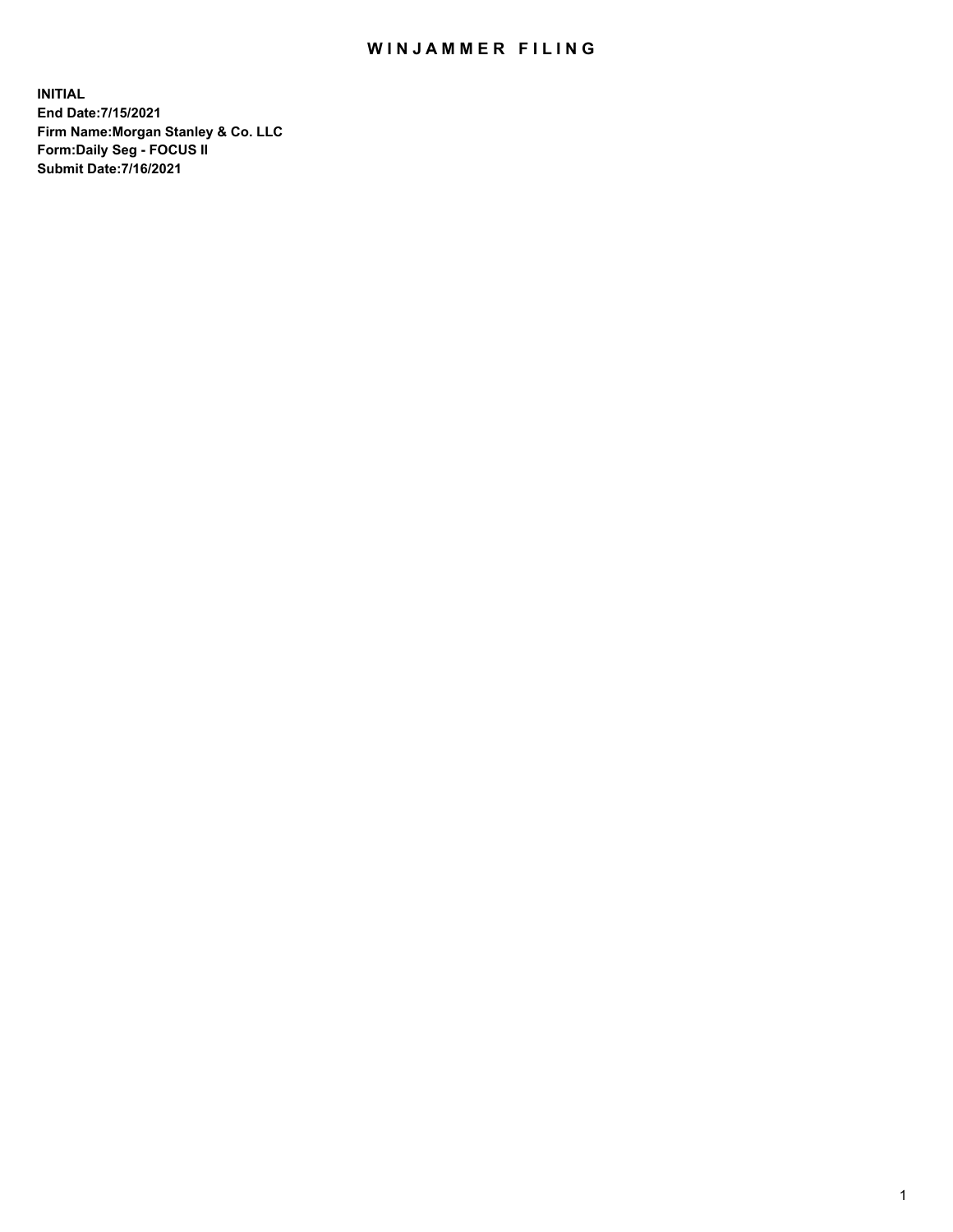# WINJAMMER FILING

**INITIAL**
**End Date:7/15/2021**
**Firm Name:Morgan Stanley & Co. LLC**
**Form:Daily Seg - FOCUS II**
**Submit Date:7/16/2021**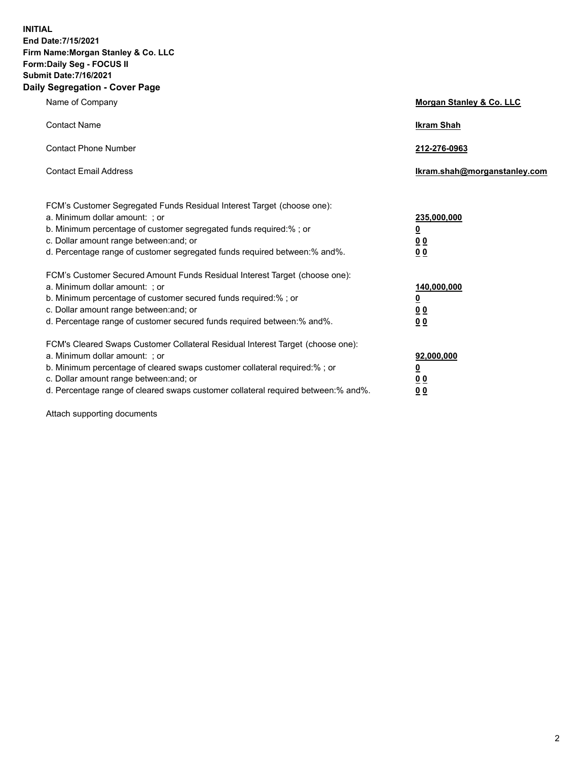**INITIAL**
**End Date:7/15/2021**
**Firm Name:Morgan Stanley & Co. LLC**
**Form:Daily Seg - FOCUS II**
**Submit Date:7/16/2021**

## Daily Segregation - Cover Page

| | |
|---|---|
| Name of Company | **Morgan Stanley & Co. LLC** |
| Contact Name | **Ikram Shah** |
| Contact Phone Number | **212-276-0963** |
| Contact Email Address | **Ikram.shah@morganstanley.com** |

FCM's Customer Segregated Funds Residual Interest Target (choose one):

| | |
|---|---|
| a. Minimum dollar amount: ; or | **235,000,000** |
| b. Minimum percentage of customer segregated funds required:% ; or | **0** |
| c. Dollar amount range between:and; or | **0 0** |
| d. Percentage range of customer segregated funds required between:% and%. | **0 0** |

FCM's Customer Secured Amount Funds Residual Interest Target (choose one):

| | |
|---|---|
| a. Minimum dollar amount: ; or | **140,000,000** |
| b. Minimum percentage of customer secured funds required:% ; or | **0** |
| c. Dollar amount range between:and; or | **0 0** |
| d. Percentage range of customer secured funds required between:% and%. | **0 0** |

FCM's Cleared Swaps Customer Collateral Residual Interest Target (choose one):

| | |
|---|---|
| a. Minimum dollar amount: ; or | **92,000,000** |
| b. Minimum percentage of cleared swaps customer collateral required:% ; or | **0** |
| c. Dollar amount range between:and; or | **0 0** |
| d. Percentage range of cleared swaps customer collateral required between:% and%. | **0 0** |

Attach supporting documents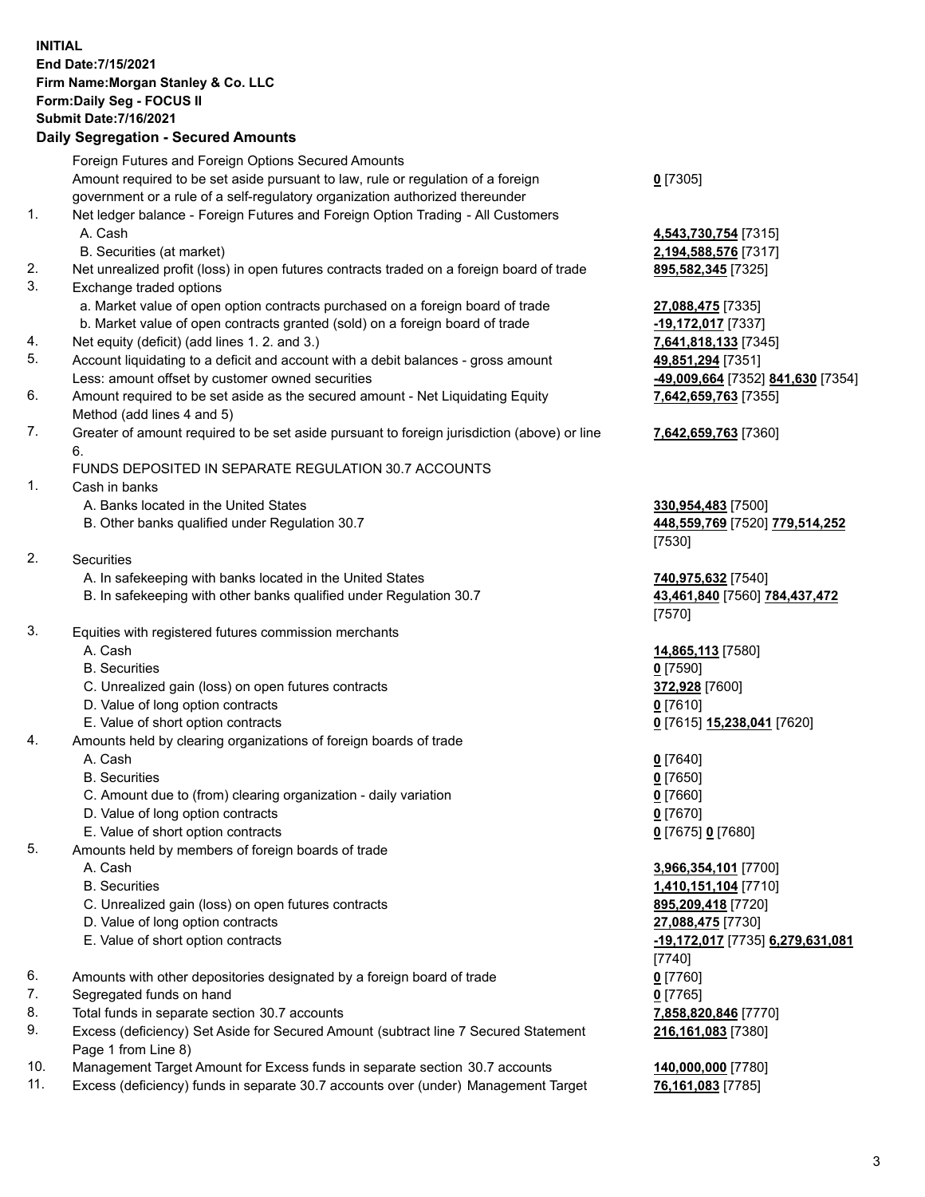**INITIAL**
**End Date:7/15/2021**
**Firm Name:Morgan Stanley & Co. LLC**
**Form:Daily Seg - FOCUS II**
**Submit Date:7/16/2021**

## Daily Segregation - Secured Amounts

| | | |
|---|---|---|
| | Foreign Futures and Foreign Options Secured Amounts | |
| | Amount required to be set aside pursuant to law, rule or regulation of a foreign government or a rule of a self-regulatory organization authorized thereunder | **0** [7305] |
| 1. | Net ledger balance - Foreign Futures and Foreign Option Trading - All Customers | |
| | A. Cash | **4,543,730,754** [7315] |
| | B. Securities (at market) | **2,194,588,576** [7317] |
| 2. | Net unrealized profit (loss) in open futures contracts traded on a foreign board of trade | **895,582,345** [7325] |
| 3. | Exchange traded options | |
| | a. Market value of open option contracts purchased on a foreign board of trade | **27,088,475** [7335] |
| | b. Market value of open contracts granted (sold) on a foreign board of trade | **-19,172,017** [7337] |
| 4. | Net equity (deficit) (add lines 1. 2. and 3.) | **7,641,818,133** [7345] |
| 5. | Account liquidating to a deficit and account with a debit balances - gross amount | **49,851,294** [7351] |
| | Less: amount offset by customer owned securities | **-49,009,664** [7352] **841,630** [7354] |
| 6. | Amount required to be set aside as the secured amount - Net Liquidating Equity Method (add lines 4 and 5) | **7,642,659,763** [7355] |
| 7. | Greater of amount required to be set aside pursuant to foreign jurisdiction (above) or line 6. | **7,642,659,763** [7360] |
| | FUNDS DEPOSITED IN SEPARATE REGULATION 30.7 ACCOUNTS | |
| 1. | Cash in banks | |
| | A. Banks located in the United States | **330,954,483** [7500] |
| | B. Other banks qualified under Regulation 30.7 | **448,559,769** [7520] **779,514,252** [7530] |
| 2. | Securities | |
| | A. In safekeeping with banks located in the United States | **740,975,632** [7540] |
| | B. In safekeeping with other banks qualified under Regulation 30.7 | **43,461,840** [7560] **784,437,472** [7570] |
| 3. | Equities with registered futures commission merchants | |
| | A. Cash | **14,865,113** [7580] |
| | B. Securities | **0** [7590] |
| | C. Unrealized gain (loss) on open futures contracts | **372,928** [7600] |
| | D. Value of long option contracts | **0** [7610] |
| | E. Value of short option contracts | **0** [7615] **15,238,041** [7620] |
| 4. | Amounts held by clearing organizations of foreign boards of trade | |
| | A. Cash | **0** [7640] |
| | B. Securities | **0** [7650] |
| | C. Amount due to (from) clearing organization - daily variation | **0** [7660] |
| | D. Value of long option contracts | **0** [7670] |
| | E. Value of short option contracts | **0** [7675] **0** [7680] |
| 5. | Amounts held by members of foreign boards of trade | |
| | A. Cash | **3,966,354,101** [7700] |
| | B. Securities | **1,410,151,104** [7710] |
| | C. Unrealized gain (loss) on open futures contracts | **895,209,418** [7720] |
| | D. Value of long option contracts | **27,088,475** [7730] |
| | E. Value of short option contracts | **-19,172,017** [7735] **6,279,631,081** [7740] |
| 6. | Amounts with other depositories designated by a foreign board of trade | **0** [7760] |
| 7. | Segregated funds on hand | **0** [7765] |
| 8. | Total funds in separate section 30.7 accounts | **7,858,820,846** [7770] |
| 9. | Excess (deficiency) Set Aside for Secured Amount (subtract line 7 Secured Statement Page 1 from Line 8) | **216,161,083** [7380] |
| 10. | Management Target Amount for Excess funds in separate section 30.7 accounts | **140,000,000** [7780] |
| 11. | Excess (deficiency) funds in separate 30.7 accounts over (under) Management Target | **76,161,083** [7785] |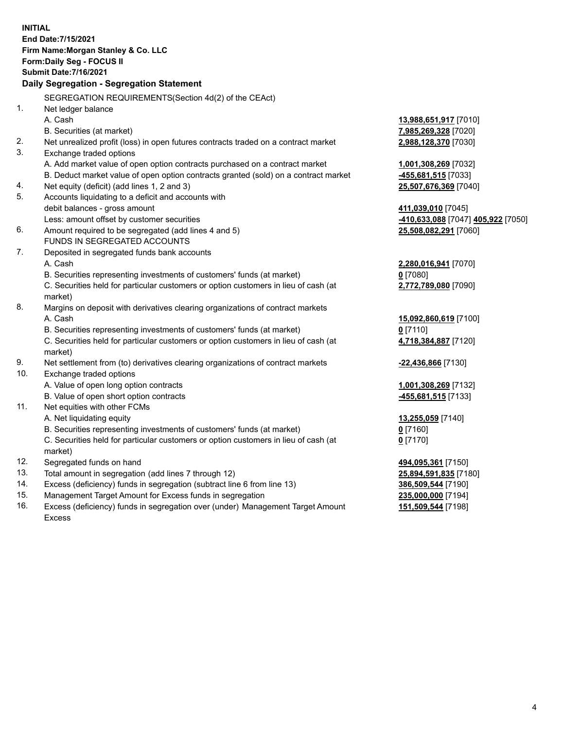**INITIAL**
**End Date:7/15/2021**
**Firm Name:Morgan Stanley & Co. LLC**
**Form:Daily Seg - FOCUS II**
**Submit Date:7/16/2021**

## Daily Segregation - Segregation Statement

SEGREGATION REQUIREMENTS(Section 4d(2) of the CEAct)

| | | |
|---|---|---|
| 1. | Net ledger balance | |
| | A. Cash | **13,988,651,917** [7010] |
| | B. Securities (at market) | **7,985,269,328** [7020] |
| 2. | Net unrealized profit (loss) in open futures contracts traded on a contract market | **2,988,128,370** [7030] |
| 3. | Exchange traded options | |
| | A. Add market value of open option contracts purchased on a contract market | **1,001,308,269** [7032] |
| | B. Deduct market value of open option contracts granted (sold) on a contract market | **-455,681,515** [7033] |
| 4. | Net equity (deficit) (add lines 1, 2 and 3) | **25,507,676,369** [7040] |
| 5. | Accounts liquidating to a deficit and accounts with debit balances - gross amount | **411,039,010** [7045] |
| | Less: amount offset by customer securities | **-410,633,088** [7047] **405,922** [7050] |
| 6. | Amount required to be segregated (add lines 4 and 5) | **25,508,082,291** [7060] |
| | FUNDS IN SEGREGATED ACCOUNTS | |
| 7. | Deposited in segregated funds bank accounts | |
| | A. Cash | **2,280,016,941** [7070] |
| | B. Securities representing investments of customers' funds (at market) | **0** [7080] |
| | C. Securities held for particular customers or option customers in lieu of cash (at market) | **2,772,789,080** [7090] |
| 8. | Margins on deposit with derivatives clearing organizations of contract markets | |
| | A. Cash | **15,092,860,619** [7100] |
| | B. Securities representing investments of customers' funds (at market) | **0** [7110] |
| | C. Securities held for particular customers or option customers in lieu of cash (at market) | **4,718,384,887** [7120] |
| 9. | Net settlement from (to) derivatives clearing organizations of contract markets | **-22,436,866** [7130] |
| 10. | Exchange traded options | |
| | A. Value of open long option contracts | **1,001,308,269** [7132] |
| | B. Value of open short option contracts | **-455,681,515** [7133] |
| 11. | Net equities with other FCMs | |
| | A. Net liquidating equity | **13,255,059** [7140] |
| | B. Securities representing investments of customers' funds (at market) | **0** [7160] |
| | C. Securities held for particular customers or option customers in lieu of cash (at market) | **0** [7170] |
| 12. | Segregated funds on hand | **494,095,361** [7150] |
| 13. | Total amount in segregation (add lines 7 through 12) | **25,894,591,835** [7180] |
| 14. | Excess (deficiency) funds in segregation (subtract line 6 from line 13) | **386,509,544** [7190] |
| 15. | Management Target Amount for Excess funds in segregation | **235,000,000** [7194] |
| 16. | Excess (deficiency) funds in segregation over (under) Management Target Amount Excess | **151,509,544** [7198] |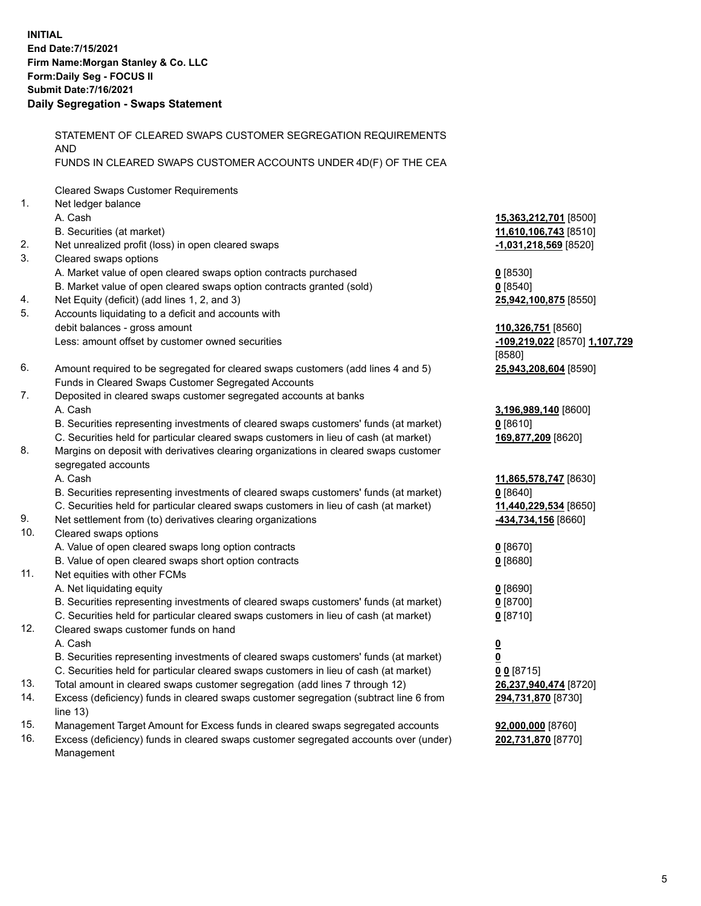**INITIAL**
**End Date:7/15/2021**
**Firm Name:Morgan Stanley & Co. LLC**
**Form:Daily Seg - FOCUS II**
**Submit Date:7/16/2021**
**Daily Segregation - Swaps Statement**

STATEMENT OF CLEARED SWAPS CUSTOMER SEGREGATION REQUIREMENTS AND FUNDS IN CLEARED SWAPS CUSTOMER ACCOUNTS UNDER 4D(F) OF THE CEA

| | | |
|---|---|---|
| | Cleared Swaps Customer Requirements | |
| 1. | Net ledger balance | |
| | A. Cash | **15,363,212,701** [8500] |
| | B. Securities (at market) | **11,610,106,743** [8510] |
| 2. | Net unrealized profit (loss) in open cleared swaps | **-1,031,218,569** [8520] |
| 3. | Cleared swaps options | |
| | A. Market value of open cleared swaps option contracts purchased | **0** [8530] |
| | B. Market value of open cleared swaps option contracts granted (sold) | **0** [8540] |
| 4. | Net Equity (deficit) (add lines 1, 2, and 3) | **25,942,100,875** [8550] |
| 5. | Accounts liquidating to a deficit and accounts with debit balances - gross amount | **110,326,751** [8560] |
| | Less: amount offset by customer owned securities | **-109,219,022** [8570] **1,107,729** [8580] |
| 6. | Amount required to be segregated for cleared swaps customers (add lines 4 and 5) | **25,943,208,604** [8590] |
| | Funds in Cleared Swaps Customer Segregated Accounts | |
| 7. | Deposited in cleared swaps customer segregated accounts at banks | |
| | A. Cash | **3,196,989,140** [8600] |
| | B. Securities representing investments of cleared swaps customers' funds (at market) | **0** [8610] |
| | C. Securities held for particular cleared swaps customers in lieu of cash (at market) | **169,877,209** [8620] |
| 8. | Margins on deposit with derivatives clearing organizations in cleared swaps customer segregated accounts | |
| | A. Cash | **11,865,578,747** [8630] |
| | B. Securities representing investments of cleared swaps customers' funds (at market) | **0** [8640] |
| | C. Securities held for particular cleared swaps customers in lieu of cash (at market) | **11,440,229,534** [8650] |
| 9. | Net settlement from (to) derivatives clearing organizations | **-434,734,156** [8660] |
| 10. | Cleared swaps options | |
| | A. Value of open cleared swaps long option contracts | **0** [8670] |
| | B. Value of open cleared swaps short option contracts | **0** [8680] |
| 11. | Net equities with other FCMs | |
| | A. Net liquidating equity | **0** [8690] |
| | B. Securities representing investments of cleared swaps customers' funds (at market) | **0** [8700] |
| | C. Securities held for particular cleared swaps customers in lieu of cash (at market) | **0** [8710] |
| 12. | Cleared swaps customer funds on hand | |
| | A. Cash | **0** |
| | B. Securities representing investments of cleared swaps customers' funds (at market) | **0** |
| | C. Securities held for particular cleared swaps customers in lieu of cash (at market) | **0** **0** [8715] |
| 13. | Total amount in cleared swaps customer segregation (add lines 7 through 12) | **26,237,940,474** [8720] |
| 14. | Excess (deficiency) funds in cleared swaps customer segregation (subtract line 6 from line 13) | **294,731,870** [8730] |
| 15. | Management Target Amount for Excess funds in cleared swaps segregated accounts | **92,000,000** [8760] |
| 16. | Excess (deficiency) funds in cleared swaps customer segregated accounts over (under) Management | **202,731,870** [8770] |